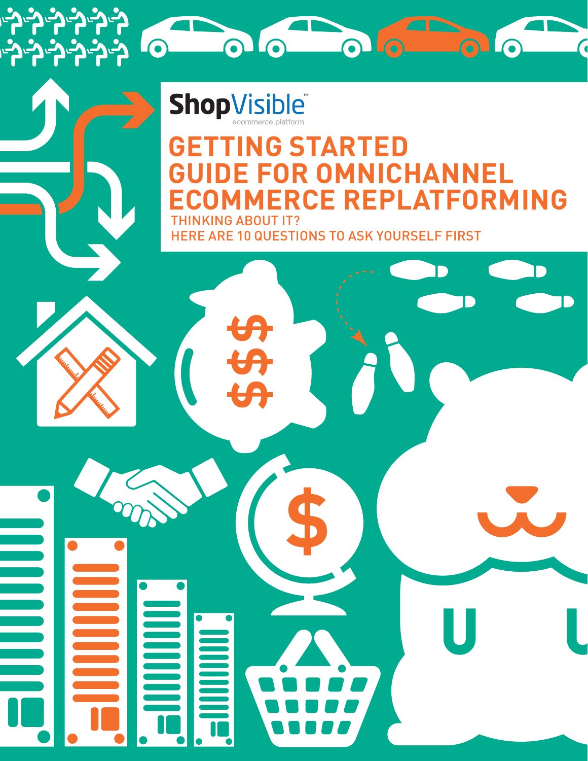ShopVisible™
ecommerce platform

# GETTING STARTED GUIDE FOR OMNICHANNEL ECOMMERCE REPLATFORMING

THINKING ABOUT IT?
HERE ARE 10 QUESTIONS TO ASK YOURSELF FIRST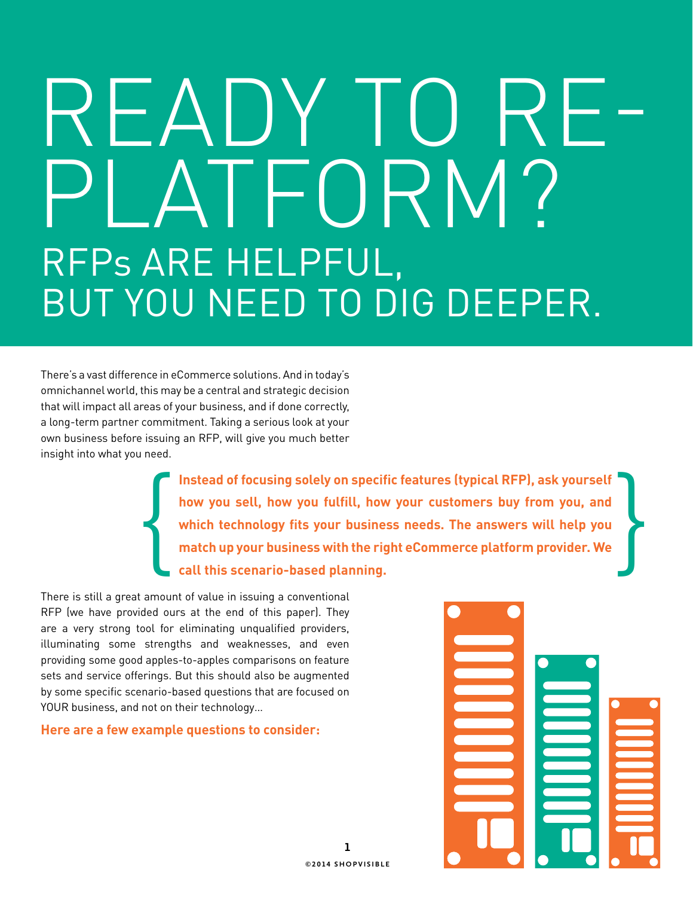# READY TO RE-PLATFORM?

## RFPs ARE HELPFUL, BUT YOU NEED TO DIG DEEPER.

There's a vast difference in eCommerce solutions. And in today's omnichannel world, this may be a central and strategic decision that will impact all areas of your business, and if done correctly, a long-term partner commitment. Taking a serious look at your own business before issuing an RFP, will give you much better insight into what you need.

> **Instead of focusing solely on specific features (typical RFP), ask yourself how you sell, how you fulfill, how your customers buy from you, and which technology fits your business needs. The answers will help you match up your business with the right eCommerce platform provider. We call this scenario-based planning.**

There is still a great amount of value in issuing a conventional RFP (we have provided ours at the end of this paper). They are a very strong tool for eliminating unqualified providers, illuminating some strengths and weaknesses, and even providing some good apples-to-apples comparisons on feature sets and service offerings. But this should also be augmented by some specific scenario-based questions that are focused on YOUR business, and not on their technology...

**Here are a few example questions to consider:**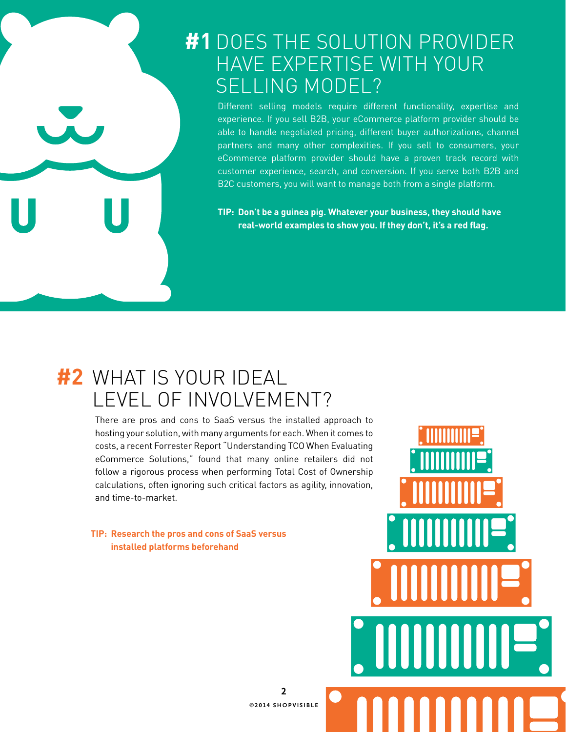## #1 DOES THE SOLUTION PROVIDER HAVE EXPERTISE WITH YOUR SELLING MODEL?

Different selling models require different functionality, expertise and experience. If you sell B2B, your eCommerce platform provider should be able to handle negotiated pricing, different buyer authorizations, channel partners and many other complexities. If you sell to consumers, your eCommerce platform provider should have a proven track record with customer experience, search, and conversion. If you serve both B2B and B2C customers, you will want to manage both from a single platform.

**TIP: Don't be a guinea pig. Whatever your business, they should have real-world examples to show you. If they don't, it's a red flag.**

## #2 WHAT IS YOUR IDEAL LEVEL OF INVOLVEMENT?

There are pros and cons to SaaS versus the installed approach to hosting your solution, with many arguments for each. When it comes to costs, a recent Forrester Report "Understanding TCO When Evaluating eCommerce Solutions," found that many online retailers did not follow a rigorous process when performing Total Cost of Ownership calculations, often ignoring such critical factors as agility, innovation, and time-to-market.

**TIP: Research the pros and cons of SaaS versus installed platforms beforehand**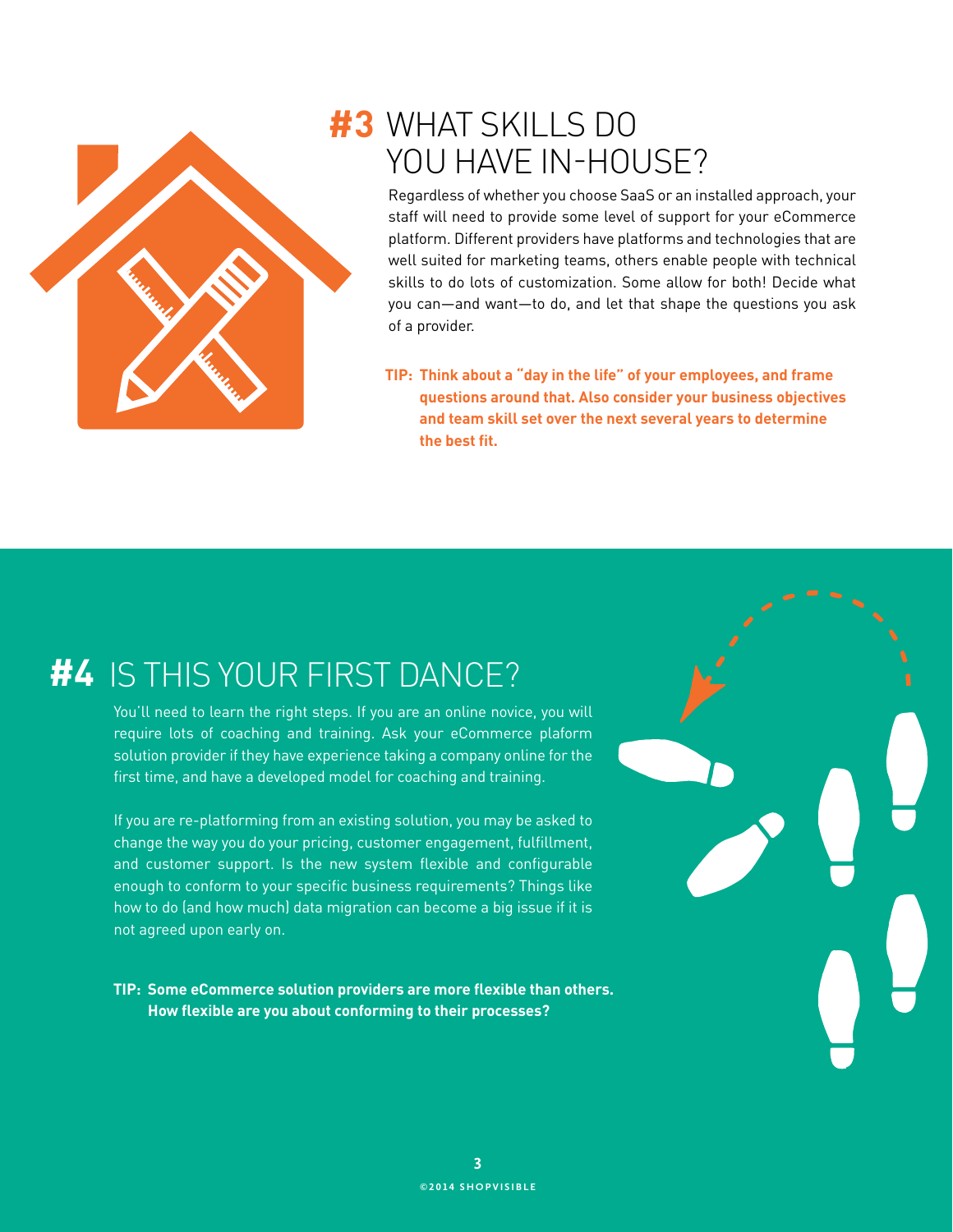## #3 WHAT SKILLS DO YOU HAVE IN-HOUSE?

Regardless of whether you choose SaaS or an installed approach, your staff will need to provide some level of support for your eCommerce platform. Different providers have platforms and technologies that are well suited for marketing teams, others enable people with technical skills to do lots of customization. Some allow for both! Decide what you can—and want—to do, and let that shape the questions you ask of a provider.

**TIP: Think about a "day in the life" of your employees, and frame questions around that. Also consider your business objectives and team skill set over the next several years to determine the best fit.**

## #4 IS THIS YOUR FIRST DANCE?

You'll need to learn the right steps. If you are an online novice, you will require lots of coaching and training. Ask your eCommerce plaform solution provider if they have experience taking a company online for the first time, and have a developed model for coaching and training.

If you are re-platforming from an existing solution, you may be asked to change the way you do your pricing, customer engagement, fulfillment, and customer support. Is the new system flexible and configurable enough to conform to your specific business requirements? Things like how to do (and how much) data migration can become a big issue if it is not agreed upon early on.

**TIP: Some eCommerce solution providers are more flexible than others. How flexible are you about conforming to their processes?**

©2014 SHOPVISIBLE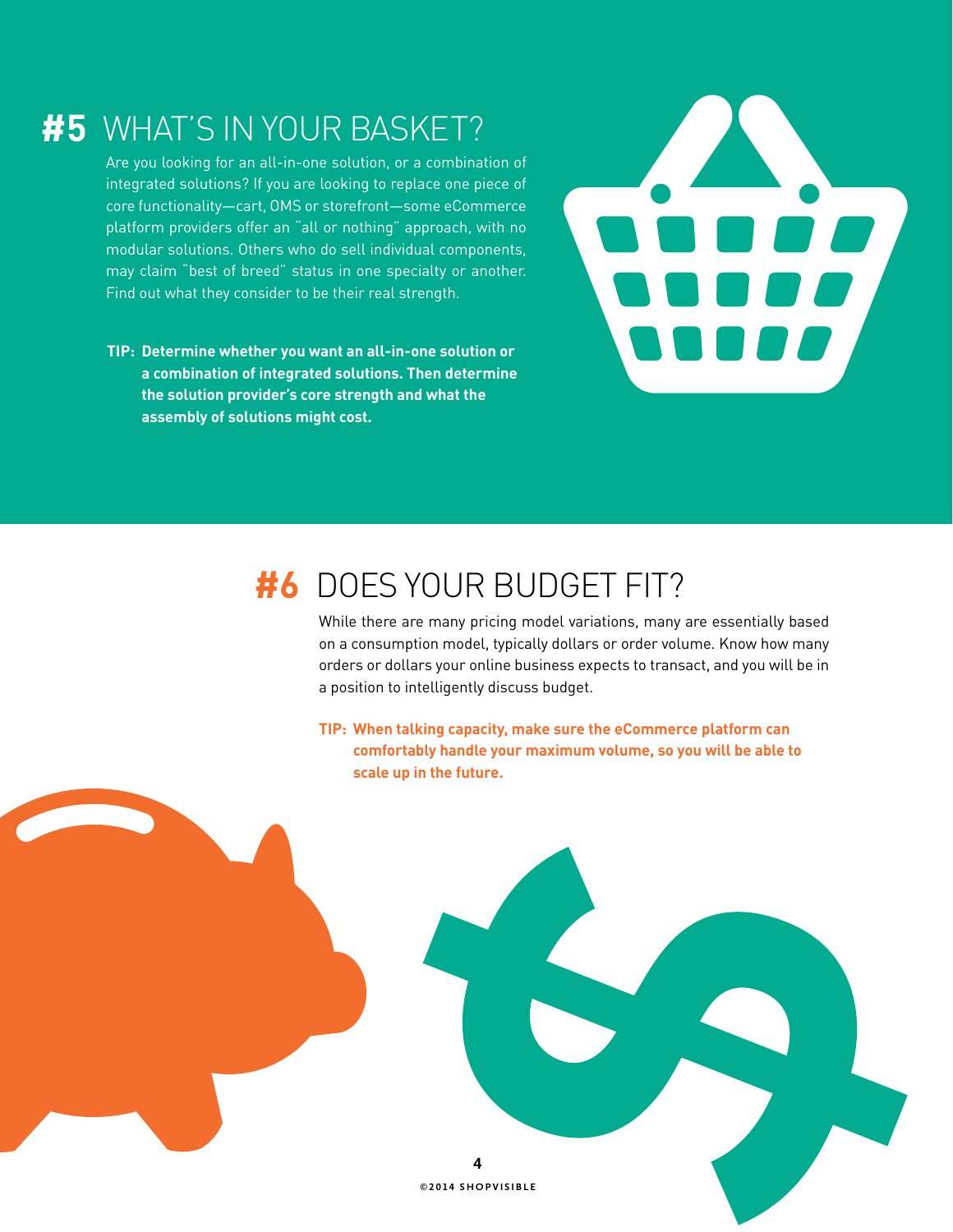## **#5** WHAT'S IN YOUR BASKET?

Are you looking for an all-in-one solution, or a combination of integrated solutions? If you are looking to replace one piece of core functionality—cart, OMS or storefront—some eCommerce platform providers offer an "all or nothing" approach, with no modular solutions. Others who do sell individual components, may claim "best of breed" status in one specialty or another. Find out what they consider to be their real strength.

**TIP: Determine whether you want an all-in-one solution or a combination of integrated solutions. Then determine the solution provider's core strength and what the assembly of solutions might cost.**

## **#6** DOES YOUR BUDGET FIT?

While there are many pricing model variations, many are essentially based on a consumption model, typically dollars or order volume. Know how many orders or dollars your online business expects to transact, and you will be in a position to intelligently discuss budget.

**TIP: When talking capacity, make sure the eCommerce platform can comfortably handle your maximum volume, so you will be able to scale up in the future.**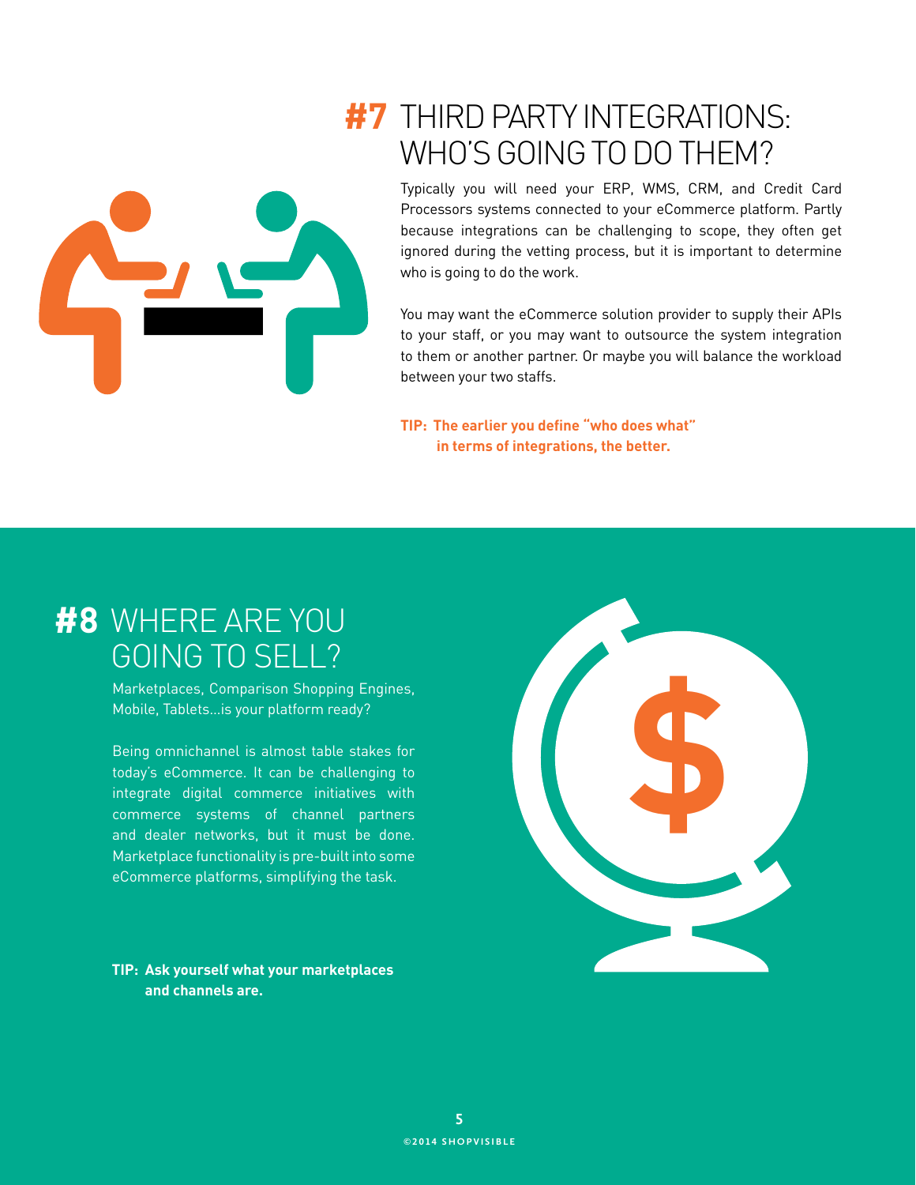## #7 THIRD PARTY INTEGRATIONS: WHO'S GOING TO DO THEM?

Typically you will need your ERP, WMS, CRM, and Credit Card Processors systems connected to your eCommerce platform. Partly because integrations can be challenging to scope, they often get ignored during the vetting process, but it is important to determine who is going to do the work.

You may want the eCommerce solution provider to supply their APIs to your staff, or you may want to outsource the system integration to them or another partner. Or maybe you will balance the workload between your two staffs.

**TIP: The earlier you define "who does what" in terms of integrations, the better.**

## #8 WHERE ARE YOU GOING TO SELL?

Marketplaces, Comparison Shopping Engines, Mobile, Tablets...is your platform ready?

Being omnichannel is almost table stakes for today's eCommerce. It can be challenging to integrate digital commerce initiatives with commerce systems of channel partners and dealer networks, but it must be done. Marketplace functionality is pre-built into some eCommerce platforms, simplifying the task.

**TIP: Ask yourself what your marketplaces and channels are.**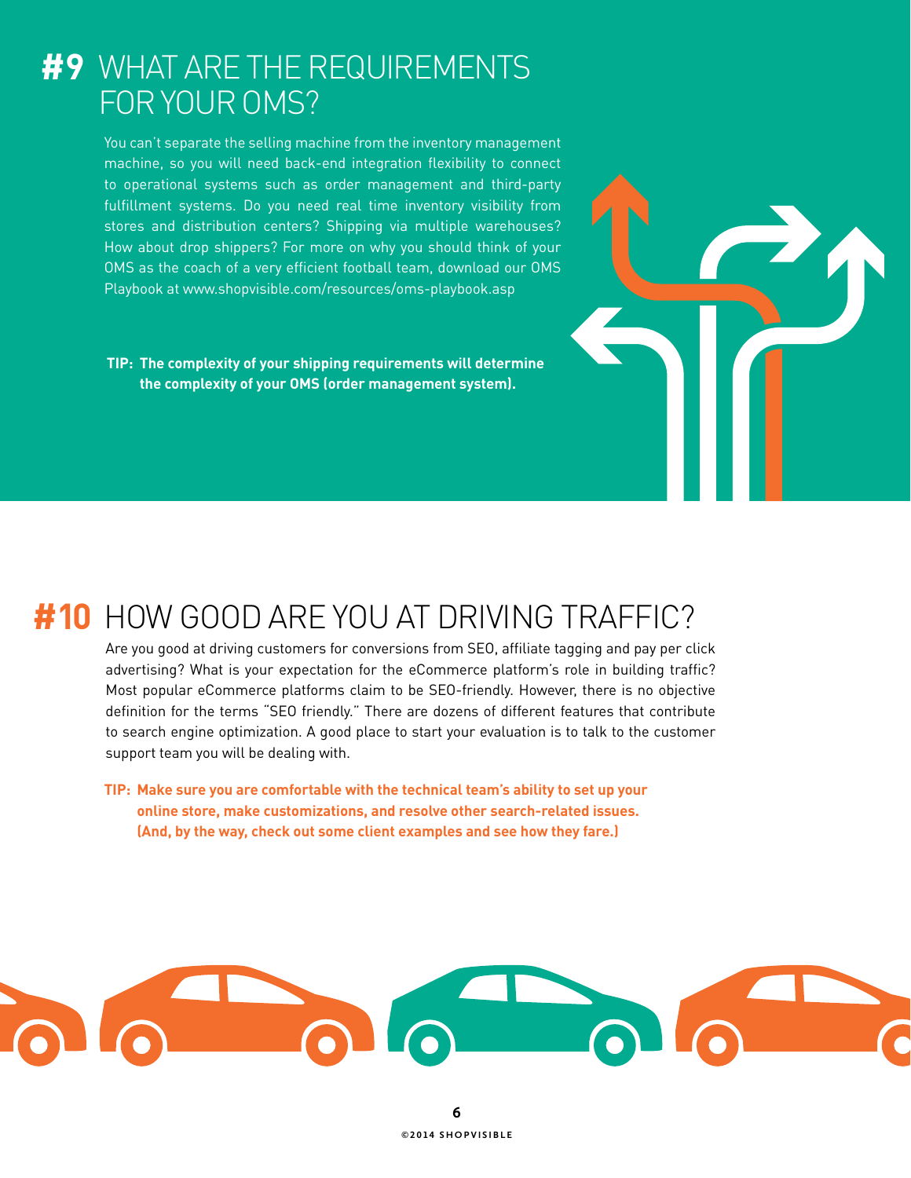# #9 WHAT ARE THE REQUIREMENTS FOR YOUR OMS?

You can't separate the selling machine from the inventory management machine, so you will need back-end integration flexibility to connect to operational systems such as order management and third-party fulfillment systems. Do you need real time inventory visibility from stores and distribution centers? Shipping via multiple warehouses? How about drop shippers? For more on why you should think of your OMS as the coach of a very efficient football team, download our OMS Playbook at www.shopvisible.com/resources/oms-playbook.asp

**TIP: The complexity of your shipping requirements will determine the complexity of your OMS (order management system).**

# #10 HOW GOOD ARE YOU AT DRIVING TRAFFIC?

Are you good at driving customers for conversions from SEO, affiliate tagging and pay per click advertising? What is your expectation for the eCommerce platform's role in building traffic? Most popular eCommerce platforms claim to be SEO-friendly. However, there is no objective definition for the terms "SEO friendly." There are dozens of different features that contribute to search engine optimization. A good place to start your evaluation is to talk to the customer support team you will be dealing with.

**TIP: Make sure you are comfortable with the technical team's ability to set up your online store, make customizations, and resolve other search-related issues. (And, by the way, check out some client examples and see how they fare.)**

©2014 SHOPVISIBLE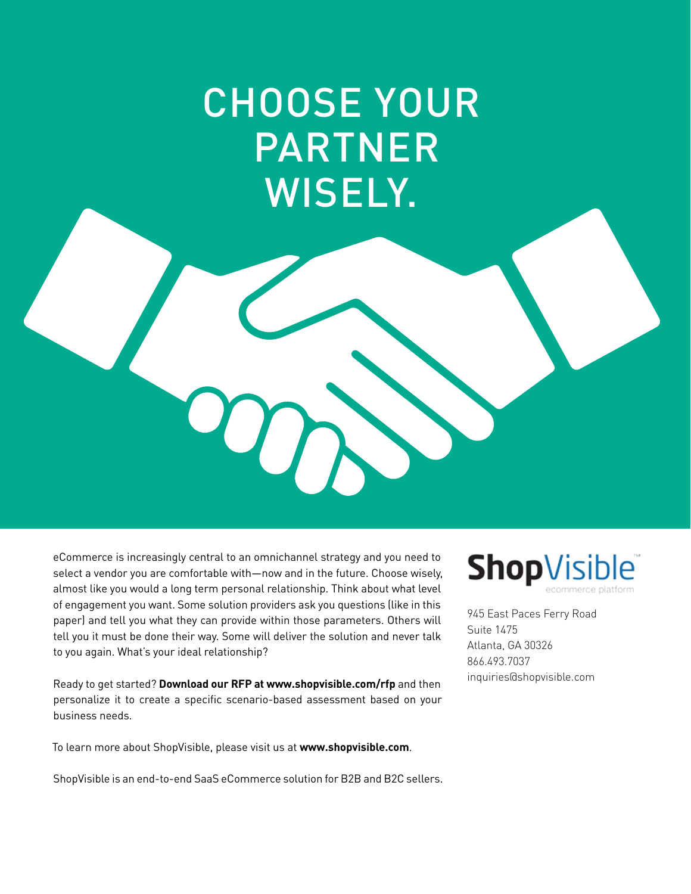# CHOOSE YOUR PARTNER WISELY.

eCommerce is increasingly central to an omnichannel strategy and you need to select a vendor you are comfortable with—now and in the future. Choose wisely, almost like you would a long term personal relationship. Think about what level of engagement you want. Some solution providers ask you questions (like in this paper) and tell you what they can provide within those parameters. Others will tell you it must be done their way. Some will deliver the solution and never talk to you again. What's your ideal relationship?

Ready to get started? **Download our RFP at www.shopvisible.com/rfp** and then personalize it to create a specific scenario-based assessment based on your business needs.

To learn more about ShopVisible, please visit us at **www.shopvisible.com**.

ShopVisible is an end-to-end SaaS eCommerce solution for B2B and B2C sellers.

**ShopVisible™**
ecommerce platform

945 East Paces Ferry Road
Suite 1475
Atlanta, GA 30326
866.493.7037
inquiries@shopvisible.com